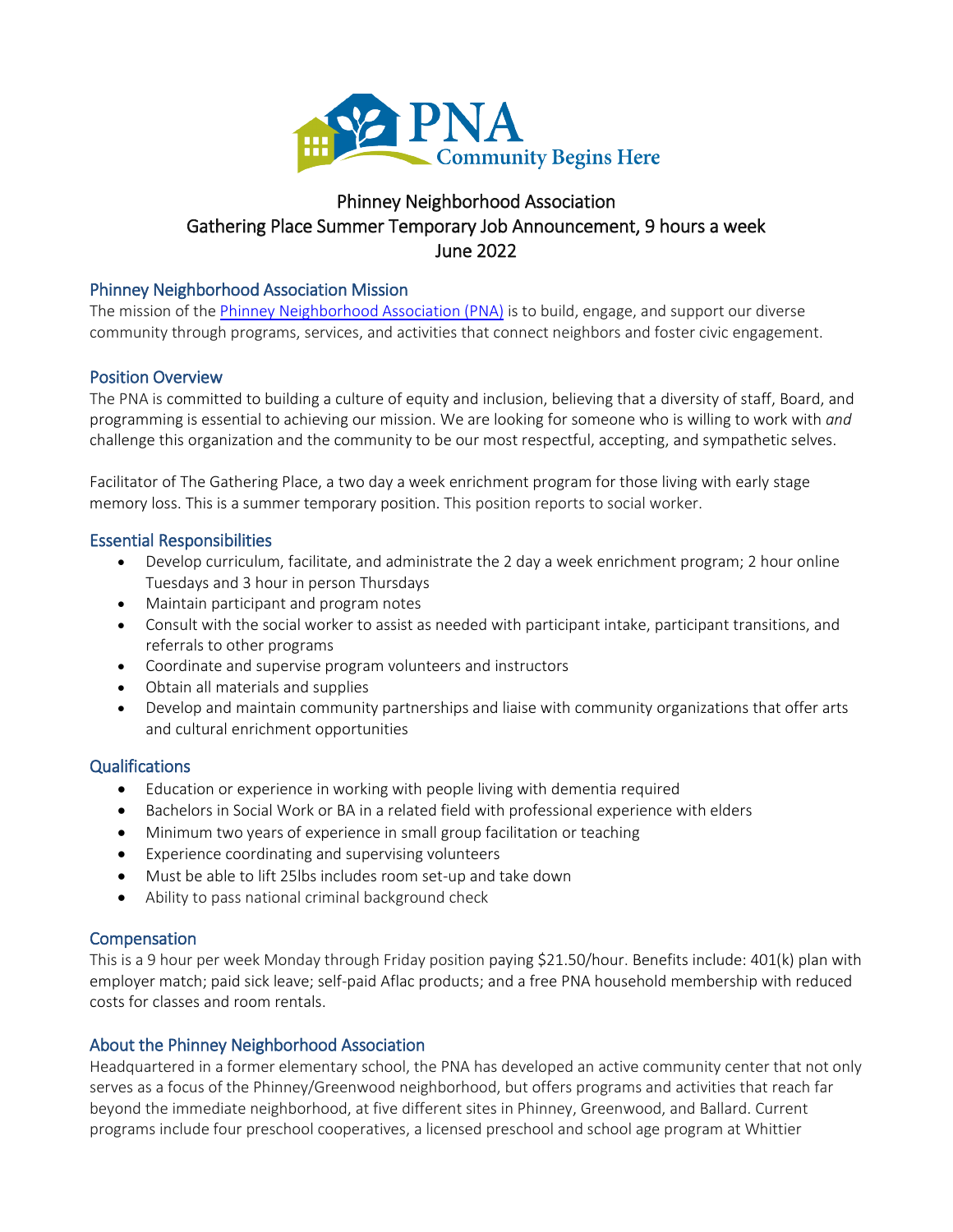PNA
Community Begins Here

# Phinney Neighborhood Association
# Gathering Place Summer Temporary Job Announcement, 9 hours a week
# June 2022

## Phinney Neighborhood Association Mission

The mission of the [Phinney Neighborhood Association (PNA)]() is to build, engage, and support our diverse community through programs, services, and activities that connect neighbors and foster civic engagement.

## Position Overview

The PNA is committed to building a culture of equity and inclusion, believing that a diversity of staff, Board, and programming is essential to achieving our mission. We are looking for someone who is willing to work with *and* challenge this organization and the community to be our most respectful, accepting, and sympathetic selves.

Facilitator of The Gathering Place, a two day a week enrichment program for those living with early stage memory loss. This is a summer temporary position. This position reports to social worker.

## Essential Responsibilities

- Develop curriculum, facilitate, and administrate the 2 day a week enrichment program; 2 hour online Tuesdays and 3 hour in person Thursdays
- Maintain participant and program notes
- Consult with the social worker to assist as needed with participant intake, participant transitions, and referrals to other programs
- Coordinate and supervise program volunteers and instructors
- Obtain all materials and supplies
- Develop and maintain community partnerships and liaise with community organizations that offer arts and cultural enrichment opportunities

## Qualifications

- Education or experience in working with people living with dementia required
- Bachelors in Social Work or BA in a related field with professional experience with elders
- Minimum two years of experience in small group facilitation or teaching
- Experience coordinating and supervising volunteers
- Must be able to lift 25lbs includes room set-up and take down
- Ability to pass national criminal background check

## Compensation

This is a 9 hour per week Monday through Friday position paying $21.50/hour. Benefits include: 401(k) plan with employer match; paid sick leave; self-paid Aflac products; and a free PNA household membership with reduced costs for classes and room rentals.

## About the Phinney Neighborhood Association

Headquartered in a former elementary school, the PNA has developed an active community center that not only serves as a focus of the Phinney/Greenwood neighborhood, but offers programs and activities that reach far beyond the immediate neighborhood, at five different sites in Phinney, Greenwood, and Ballard. Current programs include four preschool cooperatives, a licensed preschool and school age program at Whittier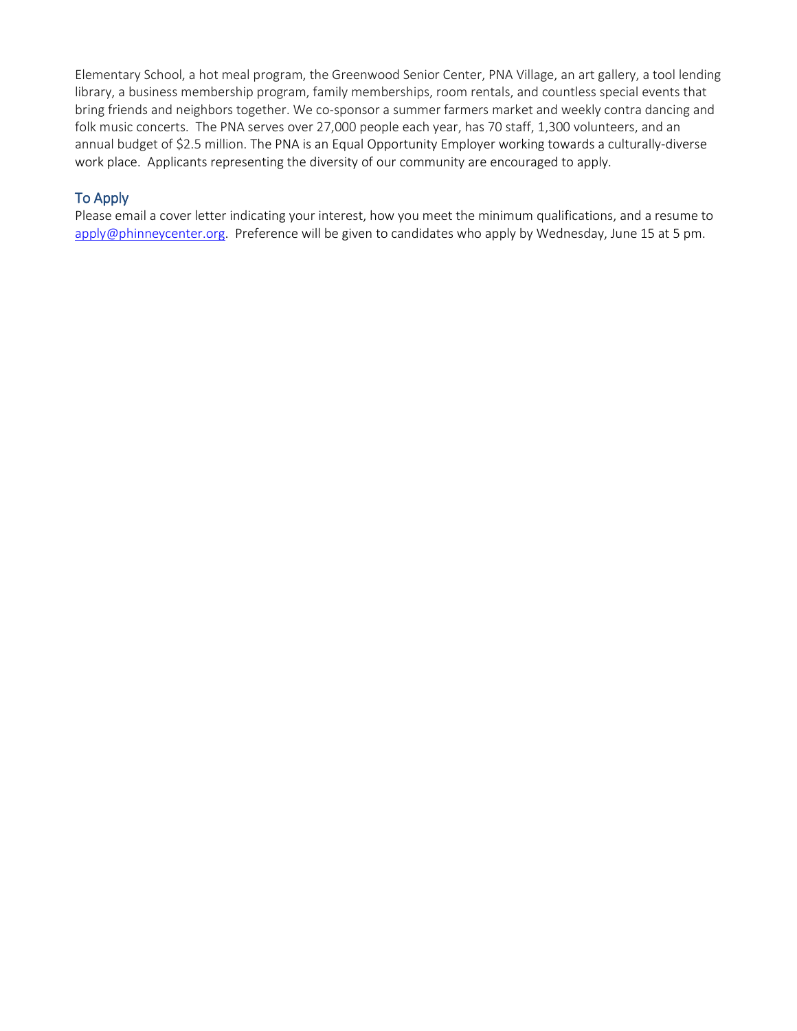Elementary School, a hot meal program, the Greenwood Senior Center, PNA Village, an art gallery, a tool lending library, a business membership program, family memberships, room rentals, and countless special events that bring friends and neighbors together. We co-sponsor a summer farmers market and weekly contra dancing and folk music concerts. The PNA serves over 27,000 people each year, has 70 staff, 1,300 volunteers, and an annual budget of $2.5 million. The PNA is an Equal Opportunity Employer working towards a culturally-diverse work place. Applicants representing the diversity of our community are encouraged to apply.

## To Apply

Please email a cover letter indicating your interest, how you meet the minimum qualifications, and a resume to [apply@phinneycenter.org](mailto:apply@phinneycenter.org). Preference will be given to candidates who apply by Wednesday, June 15 at 5 pm.